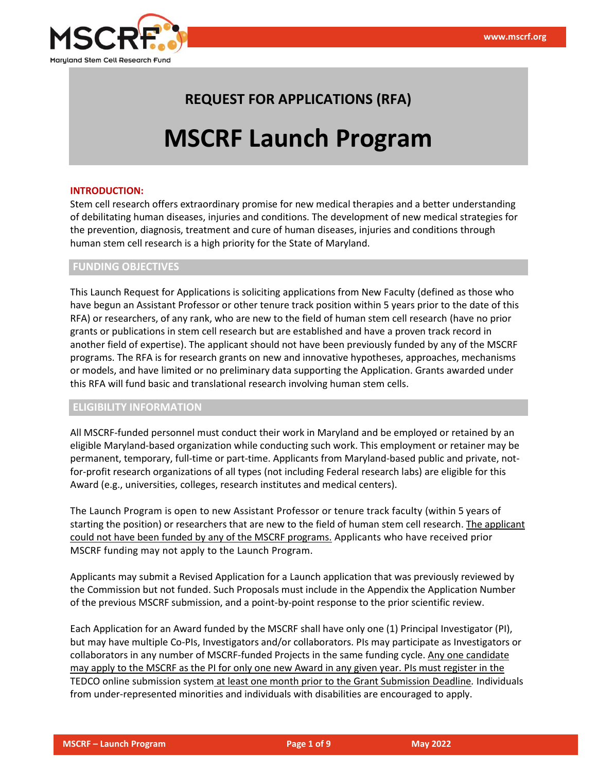# REQUEST FOR APPLICATIONS (RFA)

# MSCRF Launch Program

**INTRODUCTION:**

Stem cell research offers extraordinary promise for new medical therapies and a better understanding of debilitating human diseases, injuries and conditions. The development of new medical strategies for the prevention, diagnosis, treatment and cure of human diseases, injuries and conditions through human stem cell research is a high priority for the State of Maryland.

## FUNDING OBJECTIVES

This Launch Request for Applications is soliciting applications from New Faculty (defined as those who have begun an Assistant Professor or other tenure track position within 5 years prior to the date of this RFA) or researchers, of any rank, who are new to the field of human stem cell research (have no prior grants or publications in stem cell research but are established and have a proven track record in another field of expertise). The applicant should not have been previously funded by any of the MSCRF programs. The RFA is for research grants on new and innovative hypotheses, approaches, mechanisms or models, and have limited or no preliminary data supporting the Application. Grants awarded under this RFA will fund basic and translational research involving human stem cells.

## ELIGIBILITY INFORMATION

All MSCRF-funded personnel must conduct their work in Maryland and be employed or retained by an eligible Maryland-based organization while conducting such work. This employment or retainer may be permanent, temporary, full-time or part-time. Applicants from Maryland-based public and private, not-for-profit research organizations of all types (not including Federal research labs) are eligible for this Award (e.g., universities, colleges, research institutes and medical centers).

The Launch Program is open to new Assistant Professor or tenure track faculty (within 5 years of starting the position) or researchers that are new to the field of human stem cell research. The applicant could not have been funded by any of the MSCRF programs. Applicants who have received prior MSCRF funding may not apply to the Launch Program.

Applicants may submit a Revised Application for a Launch application that was previously reviewed by the Commission but not funded. Such Proposals must include in the Appendix the Application Number of the previous MSCRF submission, and a point-by-point response to the prior scientific review.

Each Application for an Award funded by the MSCRF shall have only one (1) Principal Investigator (PI), but may have multiple Co-PIs, Investigators and/or collaborators. PIs may participate as Investigators or collaborators in any number of MSCRF-funded Projects in the same funding cycle. Any one candidate may apply to the MSCRF as the PI for only one new Award in any given year. PIs must register in the TEDCO online submission system at least one month prior to the Grant Submission Deadline. Individuals from under-represented minorities and individuals with disabilities are encouraged to apply.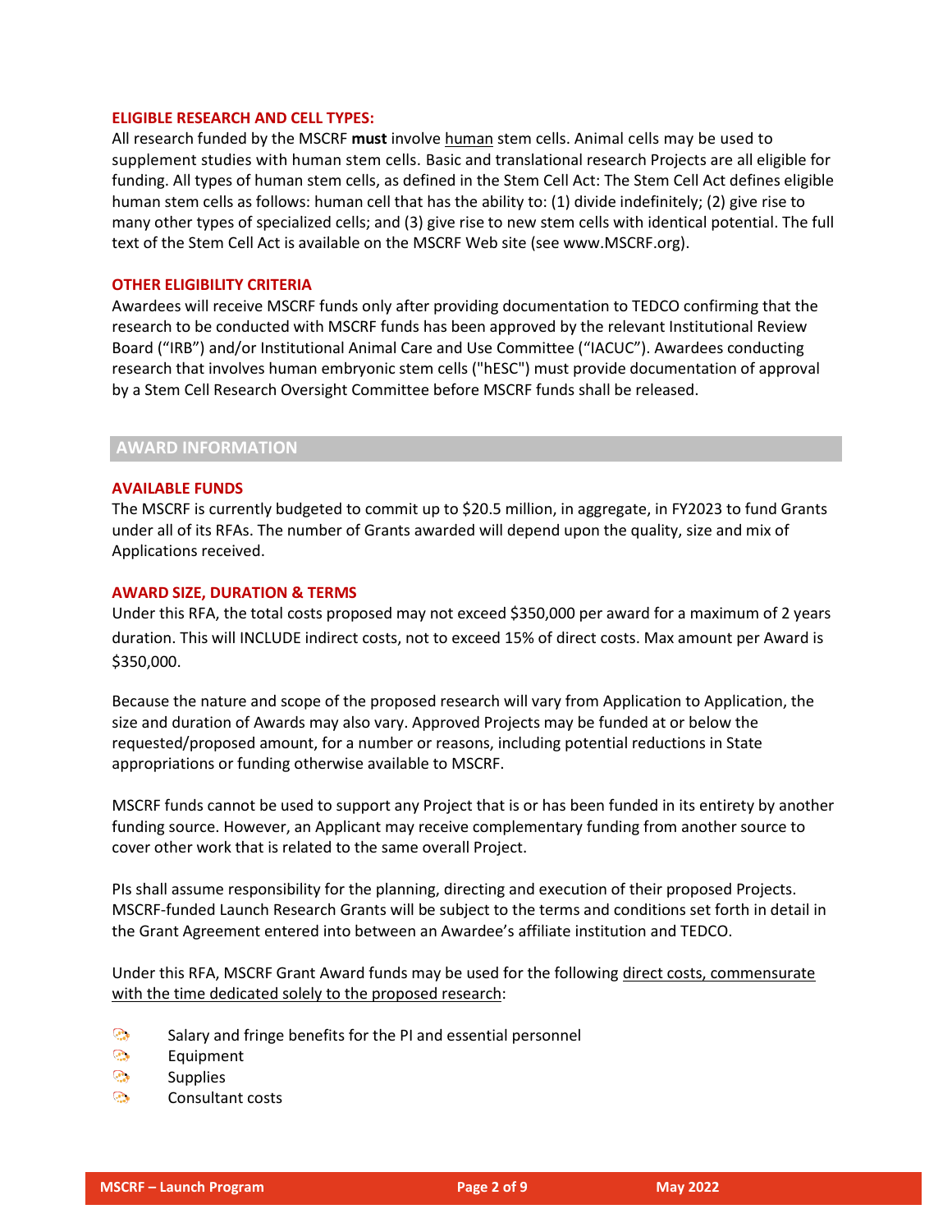### ELIGIBLE RESEARCH AND CELL TYPES:

All research funded by the MSCRF **must** involve human stem cells. Animal cells may be used to supplement studies with human stem cells. Basic and translational research Projects are all eligible for funding. All types of human stem cells, as defined in the Stem Cell Act: The Stem Cell Act defines eligible human stem cells as follows: human cell that has the ability to: (1) divide indefinitely; (2) give rise to many other types of specialized cells; and (3) give rise to new stem cells with identical potential. The full text of the Stem Cell Act is available on the MSCRF Web site (see www.MSCRF.org).

### OTHER ELIGIBILITY CRITERIA

Awardees will receive MSCRF funds only after providing documentation to TEDCO confirming that the research to be conducted with MSCRF funds has been approved by the relevant Institutional Review Board ("IRB") and/or Institutional Animal Care and Use Committee ("IACUC"). Awardees conducting research that involves human embryonic stem cells ("hESC") must provide documentation of approval by a Stem Cell Research Oversight Committee before MSCRF funds shall be released.

## AWARD INFORMATION

### AVAILABLE FUNDS

The MSCRF is currently budgeted to commit up to $20.5 million, in aggregate, in FY2023 to fund Grants under all of its RFAs. The number of Grants awarded will depend upon the quality, size and mix of Applications received.

### AWARD SIZE, DURATION & TERMS

Under this RFA, the total costs proposed may not exceed $350,000 per award for a maximum of 2 years duration. This will INCLUDE indirect costs, not to exceed 15% of direct costs. Max amount per Award is $350,000.

Because the nature and scope of the proposed research will vary from Application to Application, the size and duration of Awards may also vary. Approved Projects may be funded at or below the requested/proposed amount, for a number or reasons, including potential reductions in State appropriations or funding otherwise available to MSCRF.

MSCRF funds cannot be used to support any Project that is or has been funded in its entirety by another funding source. However, an Applicant may receive complementary funding from another source to cover other work that is related to the same overall Project.

PIs shall assume responsibility for the planning, directing and execution of their proposed Projects. MSCRF-funded Launch Research Grants will be subject to the terms and conditions set forth in detail in the Grant Agreement entered into between an Awardee's affiliate institution and TEDCO.

Under this RFA, MSCRF Grant Award funds may be used for the following direct costs, commensurate with the time dedicated solely to the proposed research:

- Salary and fringe benefits for the PI and essential personnel
- Equipment
- Supplies
- Consultant costs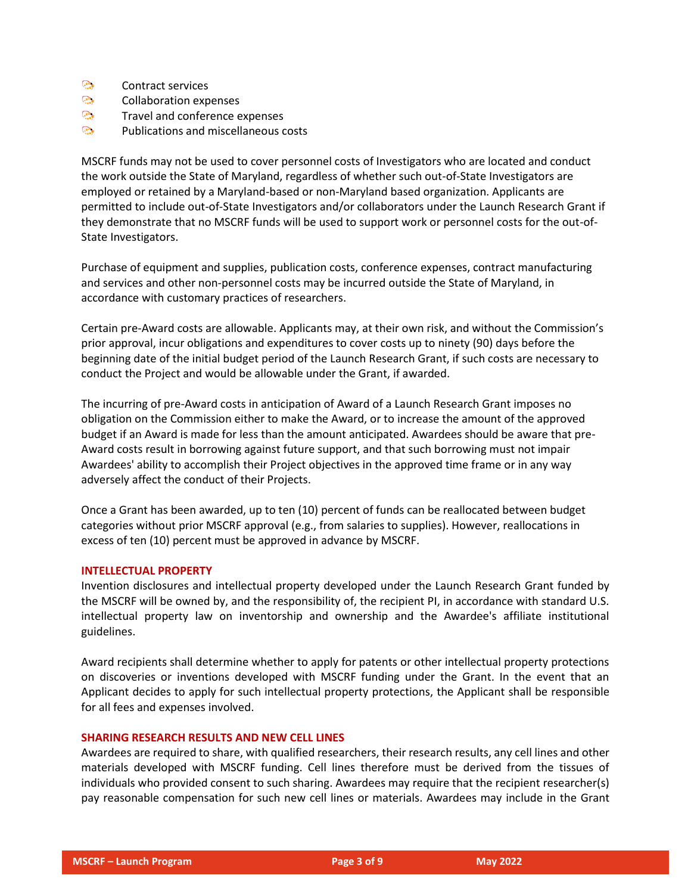- Contract services
- Collaboration expenses
- Travel and conference expenses
- Publications and miscellaneous costs

MSCRF funds may not be used to cover personnel costs of Investigators who are located and conduct the work outside the State of Maryland, regardless of whether such out-of-State Investigators are employed or retained by a Maryland-based or non-Maryland based organization. Applicants are permitted to include out-of-State Investigators and/or collaborators under the Launch Research Grant if they demonstrate that no MSCRF funds will be used to support work or personnel costs for the out-of-State Investigators.

Purchase of equipment and supplies, publication costs, conference expenses, contract manufacturing and services and other non-personnel costs may be incurred outside the State of Maryland, in accordance with customary practices of researchers.

Certain pre-Award costs are allowable. Applicants may, at their own risk, and without the Commission's prior approval, incur obligations and expenditures to cover costs up to ninety (90) days before the beginning date of the initial budget period of the Launch Research Grant, if such costs are necessary to conduct the Project and would be allowable under the Grant, if awarded.

The incurring of pre-Award costs in anticipation of Award of a Launch Research Grant imposes no obligation on the Commission either to make the Award, or to increase the amount of the approved budget if an Award is made for less than the amount anticipated. Awardees should be aware that pre-Award costs result in borrowing against future support, and that such borrowing must not impair Awardees' ability to accomplish their Project objectives in the approved time frame or in any way adversely affect the conduct of their Projects.

Once a Grant has been awarded, up to ten (10) percent of funds can be reallocated between budget categories without prior MSCRF approval (e.g., from salaries to supplies). However, reallocations in excess of ten (10) percent must be approved in advance by MSCRF.

### INTELLECTUAL PROPERTY

Invention disclosures and intellectual property developed under the Launch Research Grant funded by the MSCRF will be owned by, and the responsibility of, the recipient PI, in accordance with standard U.S. intellectual property law on inventorship and ownership and the Awardee's affiliate institutional guidelines.

Award recipients shall determine whether to apply for patents or other intellectual property protections on discoveries or inventions developed with MSCRF funding under the Grant. In the event that an Applicant decides to apply for such intellectual property protections, the Applicant shall be responsible for all fees and expenses involved.

### SHARING RESEARCH RESULTS AND NEW CELL LINES

Awardees are required to share, with qualified researchers, their research results, any cell lines and other materials developed with MSCRF funding. Cell lines therefore must be derived from the tissues of individuals who provided consent to such sharing. Awardees may require that the recipient researcher(s) pay reasonable compensation for such new cell lines or materials. Awardees may include in the Grant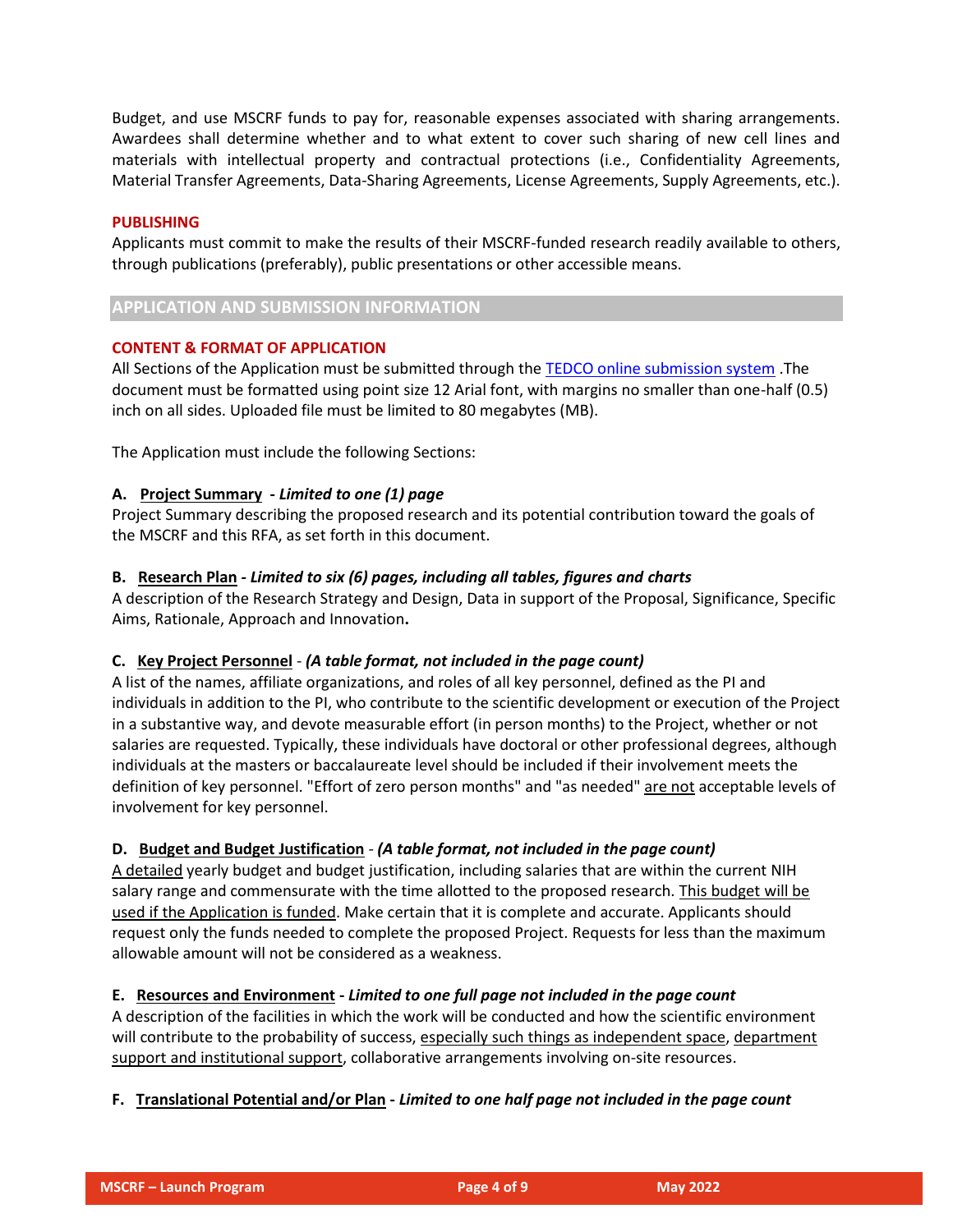Budget, and use MSCRF funds to pay for, reasonable expenses associated with sharing arrangements. Awardees shall determine whether and to what extent to cover such sharing of new cell lines and materials with intellectual property and contractual protections (i.e., Confidentiality Agreements, Material Transfer Agreements, Data-Sharing Agreements, License Agreements, Supply Agreements, etc.).

### PUBLISHING

Applicants must commit to make the results of their MSCRF-funded research readily available to others, through publications (preferably), public presentations or other accessible means.

## APPLICATION AND SUBMISSION INFORMATION

### CONTENT & FORMAT OF APPLICATION

All Sections of the Application must be submitted through the TEDCO online submission system .The document must be formatted using point size 12 Arial font, with margins no smaller than one-half (0.5) inch on all sides. Uploaded file must be limited to 80 megabytes (MB).

The Application must include the following Sections:

**A. Project Summary** *- Limited to one (1) page*

Project Summary describing the proposed research and its potential contribution toward the goals of the MSCRF and this RFA, as set forth in this document.

**B. Research Plan** *- Limited to six (6) pages, including all tables, figures and charts*

A description of the Research Strategy and Design, Data in support of the Proposal, Significance, Specific Aims, Rationale, Approach and Innovation**.**

**C. Key Project Personnel** - *(A table format, not included in the page count)*

A list of the names, affiliate organizations, and roles of all key personnel, defined as the PI and individuals in addition to the PI, who contribute to the scientific development or execution of the Project in a substantive way, and devote measurable effort (in person months) to the Project, whether or not salaries are requested. Typically, these individuals have doctoral or other professional degrees, although individuals at the masters or baccalaureate level should be included if their involvement meets the definition of key personnel. "Effort of zero person months" and "as needed" are not acceptable levels of involvement for key personnel.

**D. Budget and Budget Justification** - *(A table format, not included in the page count)*

A detailed yearly budget and budget justification, including salaries that are within the current NIH salary range and commensurate with the time allotted to the proposed research. This budget will be used if the Application is funded. Make certain that it is complete and accurate. Applicants should request only the funds needed to complete the proposed Project. Requests for less than the maximum allowable amount will not be considered as a weakness.

**E. Resources and Environment** *- Limited to one full page not included in the page count*

A description of the facilities in which the work will be conducted and how the scientific environment will contribute to the probability of success, especially such things as independent space, department support and institutional support, collaborative arrangements involving on-site resources.

**F. Translational Potential and/or Plan** *- Limited to one half page not included in the page count*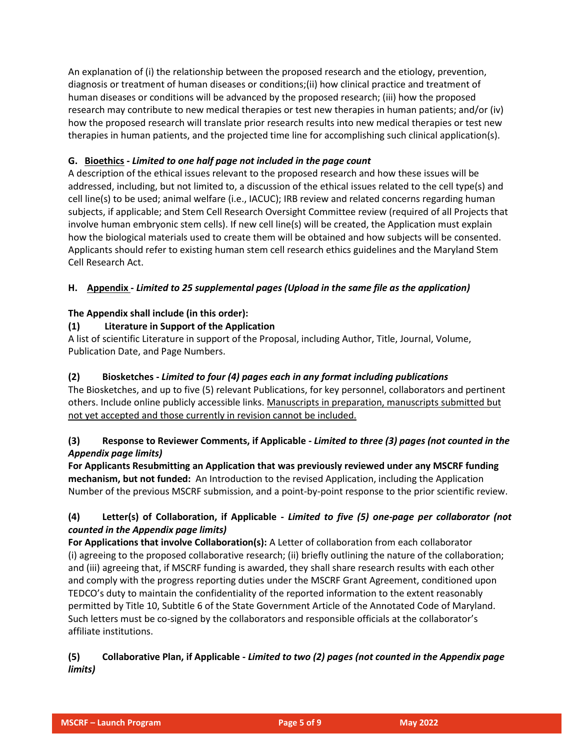An explanation of (i) the relationship between the proposed research and the etiology, prevention, diagnosis or treatment of human diseases or conditions;(ii) how clinical practice and treatment of human diseases or conditions will be advanced by the proposed research; (iii) how the proposed research may contribute to new medical therapies or test new therapies in human patients; and/or (iv) how the proposed research will translate prior research results into new medical therapies or test new therapies in human patients, and the projected time line for accomplishing such clinical application(s).

**G. <u>Bioethics</u> - *Limited to one half page not included in the page count***

A description of the ethical issues relevant to the proposed research and how these issues will be addressed, including, but not limited to, a discussion of the ethical issues related to the cell type(s) and cell line(s) to be used; animal welfare (i.e., IACUC); IRB review and related concerns regarding human subjects, if applicable; and Stem Cell Research Oversight Committee review (required of all Projects that involve human embryonic stem cells). If new cell line(s) will be created, the Application must explain how the biological materials used to create them will be obtained and how subjects will be consented. Applicants should refer to existing human stem cell research ethics guidelines and the Maryland Stem Cell Research Act.

**H. <u>Appendix</u> - *Limited to 25 supplemental pages (Upload in the same file as the application)***

**The Appendix shall include (in this order):**

**(1) Literature in Support of the Application**

A list of scientific Literature in support of the Proposal, including Author, Title, Journal, Volume, Publication Date, and Page Numbers.

**(2) Biosketches - *Limited to four (4) pages each in any format including publications***

The Biosketches, and up to five (5) relevant Publications, for key personnel, collaborators and pertinent others. Include online publicly accessible links. <u>Manuscripts in preparation, manuscripts submitted but not yet accepted and those currently in revision cannot be included.</u>

**(3) Response to Reviewer Comments, if Applicable - *Limited to three (3) pages (not counted in the Appendix page limits)***

**For Applicants Resubmitting an Application that was previously reviewed under any MSCRF funding mechanism, but not funded:** An Introduction to the revised Application, including the Application Number of the previous MSCRF submission, and a point-by-point response to the prior scientific review.

**(4) Letter(s) of Collaboration, if Applicable - *Limited to five (5) one-page per collaborator (not counted in the Appendix page limits)***

**For Applications that involve Collaboration(s):** A Letter of collaboration from each collaborator (i) agreeing to the proposed collaborative research; (ii) briefly outlining the nature of the collaboration; and (iii) agreeing that, if MSCRF funding is awarded, they shall share research results with each other and comply with the progress reporting duties under the MSCRF Grant Agreement, conditioned upon TEDCO's duty to maintain the confidentiality of the reported information to the extent reasonably permitted by Title 10, Subtitle 6 of the State Government Article of the Annotated Code of Maryland. Such letters must be co-signed by the collaborators and responsible officials at the collaborator's affiliate institutions.

**(5) Collaborative Plan, if Applicable - *Limited to two (2) pages (not counted in the Appendix page limits)***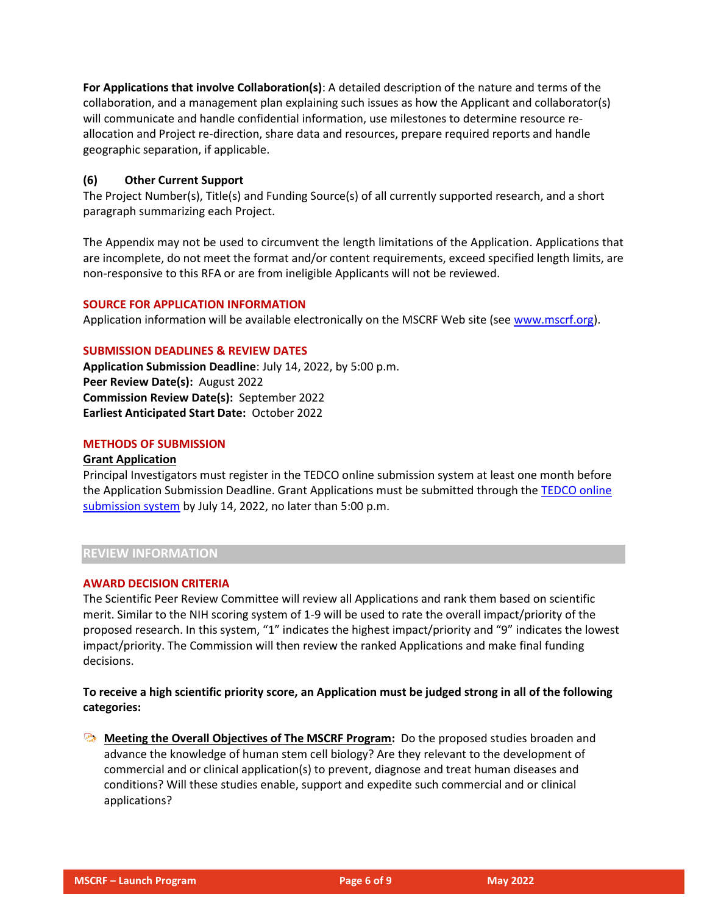**For Applications that involve Collaboration(s)**: A detailed description of the nature and terms of the collaboration, and a management plan explaining such issues as how the Applicant and collaborator(s) will communicate and handle confidential information, use milestones to determine resource re-allocation and Project re-direction, share data and resources, prepare required reports and handle geographic separation, if applicable.

**(6) Other Current Support**

The Project Number(s), Title(s) and Funding Source(s) of all currently supported research, and a short paragraph summarizing each Project.

The Appendix may not be used to circumvent the length limitations of the Application. Applications that are incomplete, do not meet the format and/or content requirements, exceed specified length limits, are non-responsive to this RFA or are from ineligible Applicants will not be reviewed.

### SOURCE FOR APPLICATION INFORMATION

Application information will be available electronically on the MSCRF Web site (see www.mscrf.org).

### SUBMISSION DEADLINES & REVIEW DATES

**Application Submission Deadline**: July 14, 2022, by 5:00 p.m.
**Peer Review Date(s):** August 2022
**Commission Review Date(s):** September 2022
**Earliest Anticipated Start Date:** October 2022

### METHODS OF SUBMISSION

**Grant Application**

Principal Investigators must register in the TEDCO online submission system at least one month before the Application Submission Deadline. Grant Applications must be submitted through the TEDCO online submission system by July 14, 2022, no later than 5:00 p.m.

## REVIEW INFORMATION

### AWARD DECISION CRITERIA

The Scientific Peer Review Committee will review all Applications and rank them based on scientific merit. Similar to the NIH scoring system of 1-9 will be used to rate the overall impact/priority of the proposed research. In this system, "1" indicates the highest impact/priority and "9" indicates the lowest impact/priority. The Commission will then review the ranked Applications and make final funding decisions.

**To receive a high scientific priority score, an Application must be judged strong in all of the following categories:**

- **Meeting the Overall Objectives of The MSCRF Program:** Do the proposed studies broaden and advance the knowledge of human stem cell biology? Are they relevant to the development of commercial and or clinical application(s) to prevent, diagnose and treat human diseases and conditions? Will these studies enable, support and expedite such commercial and or clinical applications?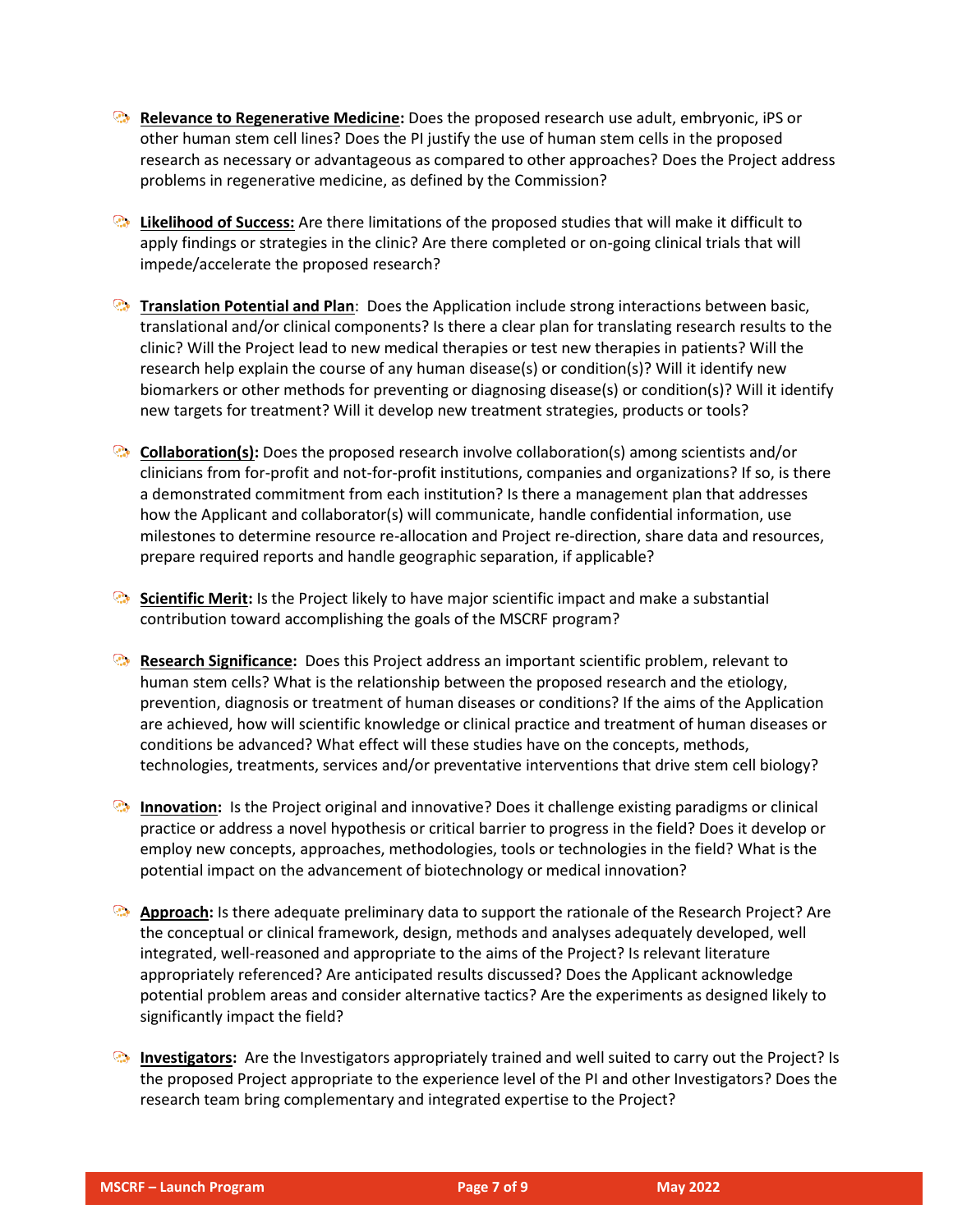- **Relevance to Regenerative Medicine:** Does the proposed research use adult, embryonic, iPS or other human stem cell lines? Does the PI justify the use of human stem cells in the proposed research as necessary or advantageous as compared to other approaches? Does the Project address problems in regenerative medicine, as defined by the Commission?

- **Likelihood of Success:** Are there limitations of the proposed studies that will make it difficult to apply findings or strategies in the clinic? Are there completed or on-going clinical trials that will impede/accelerate the proposed research?

- **Translation Potential and Plan**: Does the Application include strong interactions between basic, translational and/or clinical components? Is there a clear plan for translating research results to the clinic? Will the Project lead to new medical therapies or test new therapies in patients? Will the research help explain the course of any human disease(s) or condition(s)? Will it identify new biomarkers or other methods for preventing or diagnosing disease(s) or condition(s)? Will it identify new targets for treatment? Will it develop new treatment strategies, products or tools?

- **Collaboration(s):** Does the proposed research involve collaboration(s) among scientists and/or clinicians from for-profit and not-for-profit institutions, companies and organizations? If so, is there a demonstrated commitment from each institution? Is there a management plan that addresses how the Applicant and collaborator(s) will communicate, handle confidential information, use milestones to determine resource re-allocation and Project re-direction, share data and resources, prepare required reports and handle geographic separation, if applicable?

- **Scientific Merit:** Is the Project likely to have major scientific impact and make a substantial contribution toward accomplishing the goals of the MSCRF program?

- **Research Significance:** Does this Project address an important scientific problem, relevant to human stem cells? What is the relationship between the proposed research and the etiology, prevention, diagnosis or treatment of human diseases or conditions? If the aims of the Application are achieved, how will scientific knowledge or clinical practice and treatment of human diseases or conditions be advanced? What effect will these studies have on the concepts, methods, technologies, treatments, services and/or preventative interventions that drive stem cell biology?

- **Innovation:** Is the Project original and innovative? Does it challenge existing paradigms or clinical practice or address a novel hypothesis or critical barrier to progress in the field? Does it develop or employ new concepts, approaches, methodologies, tools or technologies in the field? What is the potential impact on the advancement of biotechnology or medical innovation?

- **Approach:** Is there adequate preliminary data to support the rationale of the Research Project? Are the conceptual or clinical framework, design, methods and analyses adequately developed, well integrated, well-reasoned and appropriate to the aims of the Project? Is relevant literature appropriately referenced? Are anticipated results discussed? Does the Applicant acknowledge potential problem areas and consider alternative tactics? Are the experiments as designed likely to significantly impact the field?

- **Investigators:** Are the Investigators appropriately trained and well suited to carry out the Project? Is the proposed Project appropriate to the experience level of the PI and other Investigators? Does the research team bring complementary and integrated expertise to the Project?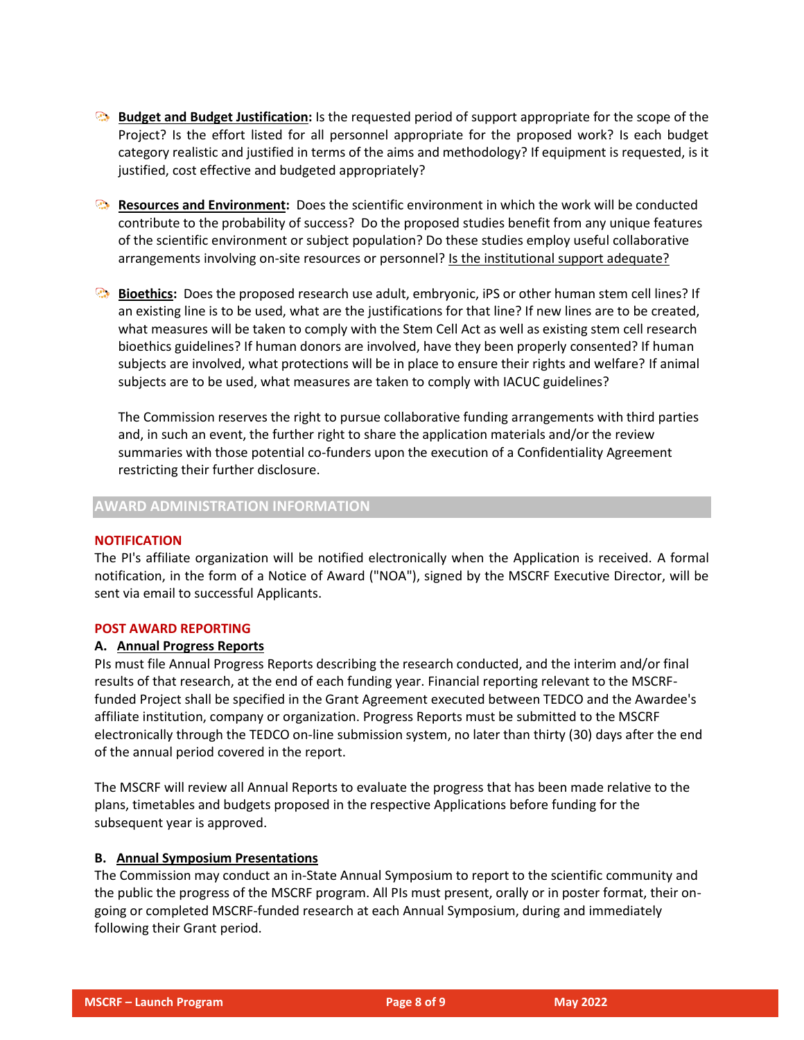- **Budget and Budget Justification:** Is the requested period of support appropriate for the scope of the Project? Is the effort listed for all personnel appropriate for the proposed work? Is each budget category realistic and justified in terms of the aims and methodology? If equipment is requested, is it justified, cost effective and budgeted appropriately?

- **Resources and Environment:** Does the scientific environment in which the work will be conducted contribute to the probability of success? Do the proposed studies benefit from any unique features of the scientific environment or subject population? Do these studies employ useful collaborative arrangements involving on-site resources or personnel? Is the institutional support adequate?

- **Bioethics:** Does the proposed research use adult, embryonic, iPS or other human stem cell lines? If an existing line is to be used, what are the justifications for that line? If new lines are to be created, what measures will be taken to comply with the Stem Cell Act as well as existing stem cell research bioethics guidelines? If human donors are involved, have they been properly consented? If human subjects are involved, what protections will be in place to ensure their rights and welfare? If animal subjects are to be used, what measures are taken to comply with IACUC guidelines?

  The Commission reserves the right to pursue collaborative funding arrangements with third parties and, in such an event, the further right to share the application materials and/or the review summaries with those potential co-funders upon the execution of a Confidentiality Agreement restricting their further disclosure.

## AWARD ADMINISTRATION INFORMATION

### NOTIFICATION

The PI's affiliate organization will be notified electronically when the Application is received. A formal notification, in the form of a Notice of Award ("NOA"), signed by the MSCRF Executive Director, will be sent via email to successful Applicants.

### POST AWARD REPORTING

**A. Annual Progress Reports**

PIs must file Annual Progress Reports describing the research conducted, and the interim and/or final results of that research, at the end of each funding year. Financial reporting relevant to the MSCRF-funded Project shall be specified in the Grant Agreement executed between TEDCO and the Awardee's affiliate institution, company or organization. Progress Reports must be submitted to the MSCRF electronically through the TEDCO on-line submission system, no later than thirty (30) days after the end of the annual period covered in the report.

The MSCRF will review all Annual Reports to evaluate the progress that has been made relative to the plans, timetables and budgets proposed in the respective Applications before funding for the subsequent year is approved.

**B. Annual Symposium Presentations**

The Commission may conduct an in-State Annual Symposium to report to the scientific community and the public the progress of the MSCRF program. All PIs must present, orally or in poster format, their on-going or completed MSCRF-funded research at each Annual Symposium, during and immediately following their Grant period.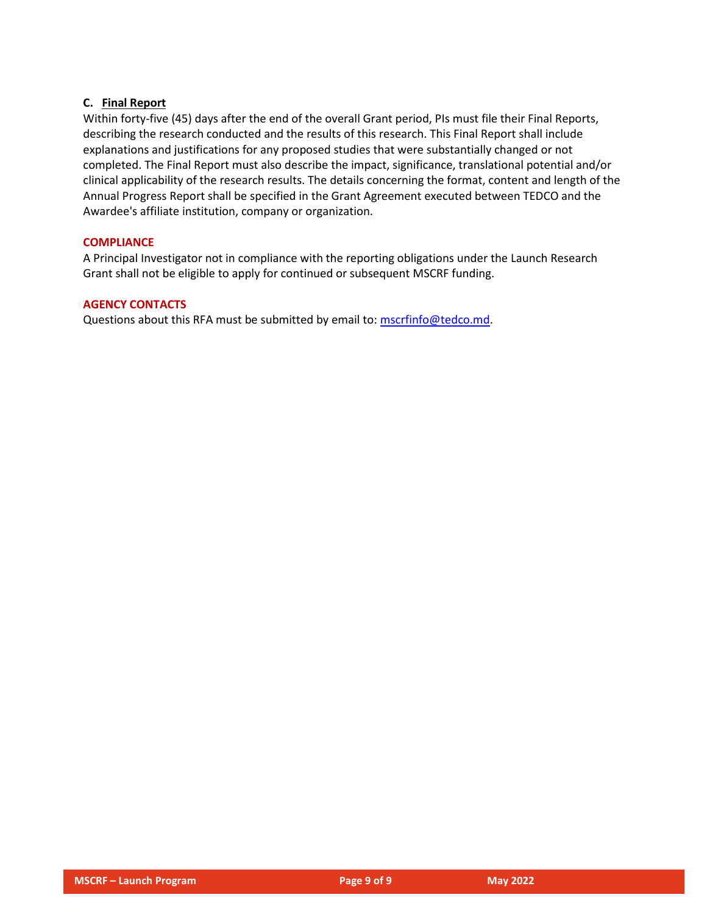### C. Final Report

Within forty-five (45) days after the end of the overall Grant period, PIs must file their Final Reports, describing the research conducted and the results of this research. This Final Report shall include explanations and justifications for any proposed studies that were substantially changed or not completed. The Final Report must also describe the impact, significance, translational potential and/or clinical applicability of the research results. The details concerning the format, content and length of the Annual Progress Report shall be specified in the Grant Agreement executed between TEDCO and the Awardee's affiliate institution, company or organization.

## COMPLIANCE

A Principal Investigator not in compliance with the reporting obligations under the Launch Research Grant shall not be eligible to apply for continued or subsequent MSCRF funding.

## AGENCY CONTACTS

Questions about this RFA must be submitted by email to: mscrfinfo@tedco.md.